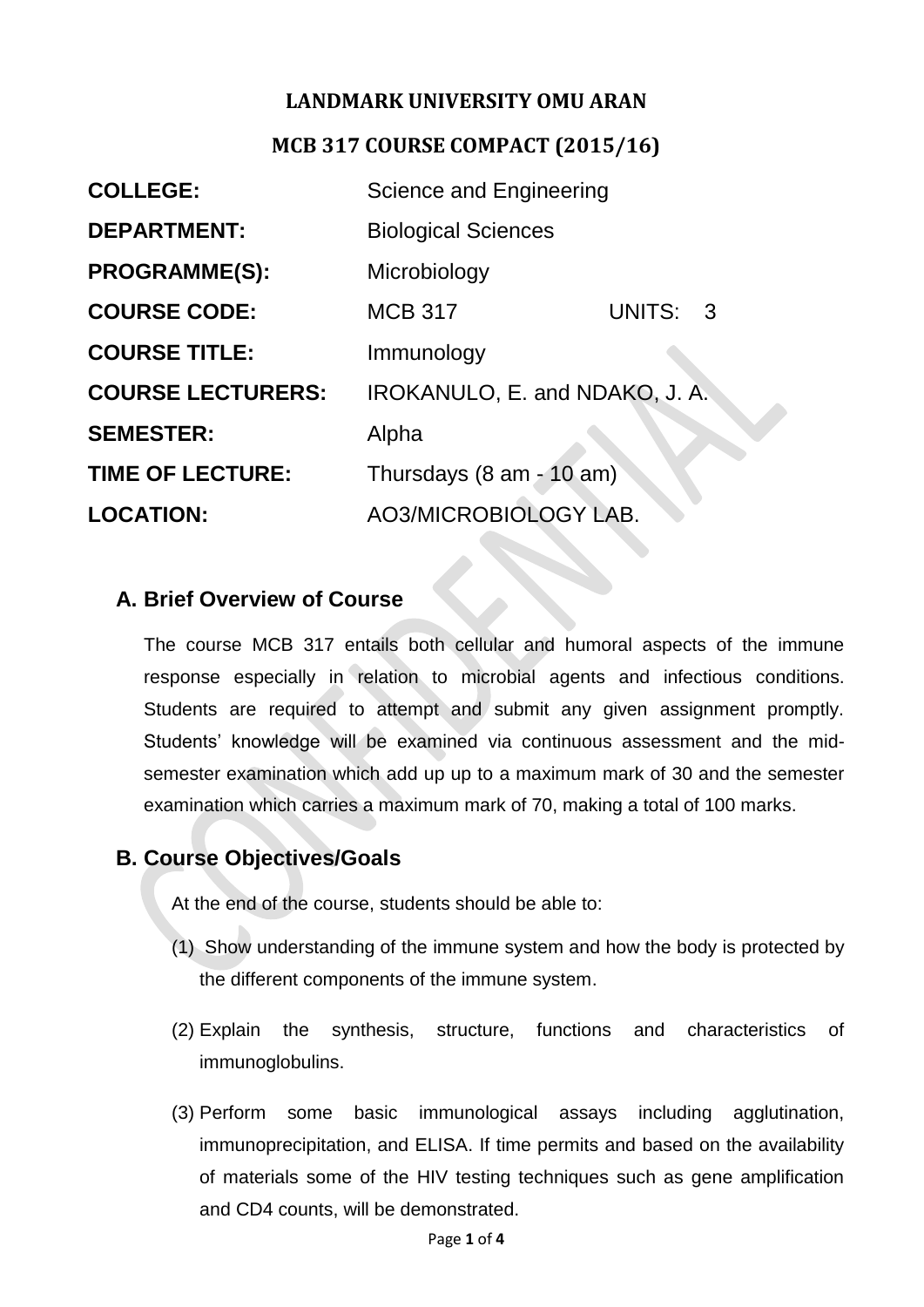**LANDMARK UNIVERSITY OMU ARAN**

**MCB 317 COURSE COMPACT (2015/16)**

| | | | |
|---|---|---|---|
| **COLLEGE:** | Science and Engineering | | |
| **DEPARTMENT:** | Biological Sciences | | |
| **PROGRAMME(S):** | Microbiology | | |
| **COURSE CODE:** | MCB 317 | UNITS: | 3 |
| **COURSE TITLE:** | Immunology | | |
| **COURSE LECTURERS:** | IROKANULO, E. and NDAKO, J. A. | | |
| **SEMESTER:** | Alpha | | |
| **TIME OF LECTURE:** | Thursdays (8 am - 10 am) | | |
| **LOCATION:** | AO3/MICROBIOLOGY LAB. | | |

## A. Brief Overview of Course

The course MCB 317 entails both cellular and humoral aspects of the immune response especially in relation to microbial agents and infectious conditions. Students are required to attempt and submit any given assignment promptly. Students' knowledge will be examined via continuous assessment and the mid-semester examination which add up up to a maximum mark of 30 and the semester examination which carries a maximum mark of 70, making a total of 100 marks.

## B. Course Objectives/Goals

At the end of the course, students should be able to:

(1) Show understanding of the immune system and how the body is protected by the different components of the immune system.

(2) Explain the synthesis, structure, functions and characteristics of immunoglobulins.

(3) Perform some basic immunological assays including agglutination, immunoprecipitation, and ELISA. If time permits and based on the availability of materials some of the HIV testing techniques such as gene amplification and CD4 counts, will be demonstrated.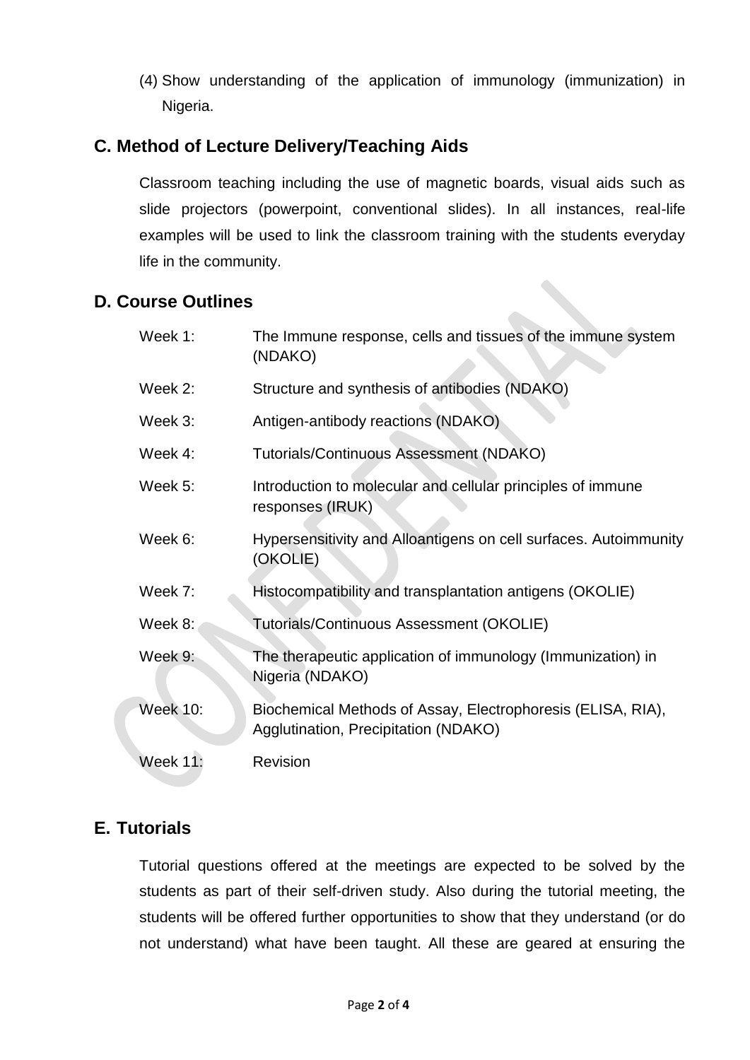(4) Show understanding of the application of immunology (immunization) in Nigeria.

## C. Method of Lecture Delivery/Teaching Aids

Classroom teaching including the use of magnetic boards, visual aids such as slide projectors (powerpoint, conventional slides). In all instances, real-life examples will be used to link the classroom training with the students everyday life in the community.

## D. Course Outlines

| | |
|---|---|
| Week 1: | The Immune response, cells and tissues of the immune system (NDAKO) |
| Week 2: | Structure and synthesis of antibodies (NDAKO) |
| Week 3: | Antigen-antibody reactions (NDAKO) |
| Week 4: | Tutorials/Continuous Assessment (NDAKO) |
| Week 5: | Introduction to molecular and cellular principles of immune responses (IRUK) |
| Week 6: | Hypersensitivity and Alloantigens on cell surfaces. Autoimmunity (OKOLIE) |
| Week 7: | Histocompatibility and transplantation antigens (OKOLIE) |
| Week 8: | Tutorials/Continuous Assessment (OKOLIE) |
| Week 9: | The therapeutic application of immunology (Immunization) in Nigeria (NDAKO) |
| Week 10: | Biochemical Methods of Assay, Electrophoresis (ELISA, RIA), Agglutination, Precipitation (NDAKO) |
| Week 11: | Revision |

## E. Tutorials

Tutorial questions offered at the meetings are expected to be solved by the students as part of their self-driven study. Also during the tutorial meeting, the students will be offered further opportunities to show that they understand (or do not understand) what have been taught. All these are geared at ensuring the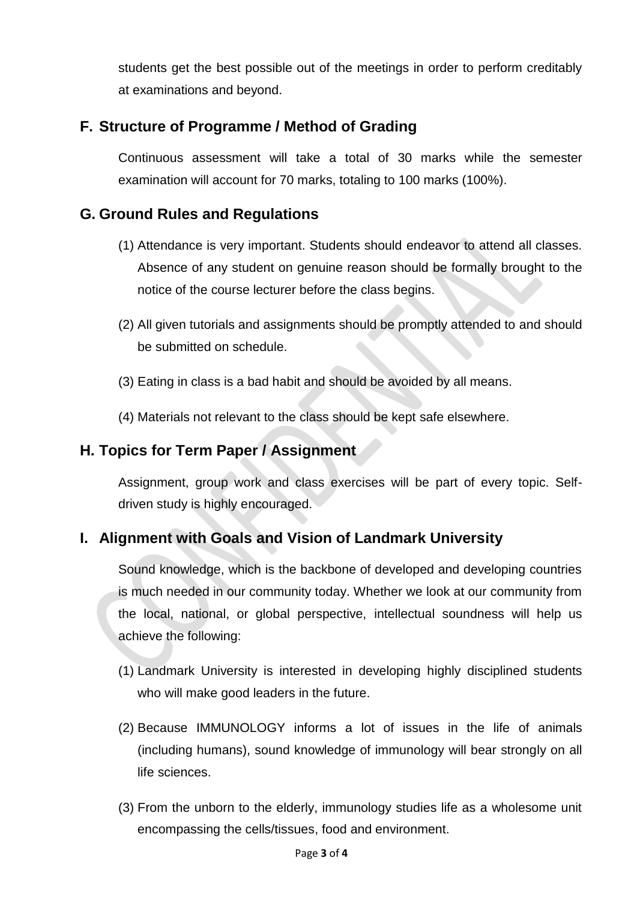students get the best possible out of the meetings in order to perform creditably at examinations and beyond.

## F. Structure of Programme / Method of Grading

Continuous assessment will take a total of 30 marks while the semester examination will account for 70 marks, totaling to 100 marks (100%).

## G. Ground Rules and Regulations

(1) Attendance is very important. Students should endeavor to attend all classes. Absence of any student on genuine reason should be formally brought to the notice of the course lecturer before the class begins.

(2) All given tutorials and assignments should be promptly attended to and should be submitted on schedule.

(3) Eating in class is a bad habit and should be avoided by all means.

(4) Materials not relevant to the class should be kept safe elsewhere.

## H. Topics for Term Paper / Assignment

Assignment, group work and class exercises will be part of every topic. Self-driven study is highly encouraged.

## I. Alignment with Goals and Vision of Landmark University

Sound knowledge, which is the backbone of developed and developing countries is much needed in our community today. Whether we look at our community from the local, national, or global perspective, intellectual soundness will help us achieve the following:

(1) Landmark University is interested in developing highly disciplined students who will make good leaders in the future.

(2) Because IMMUNOLOGY informs a lot of issues in the life of animals (including humans), sound knowledge of immunology will bear strongly on all life sciences.

(3) From the unborn to the elderly, immunology studies life as a wholesome unit encompassing the cells/tissues, food and environment.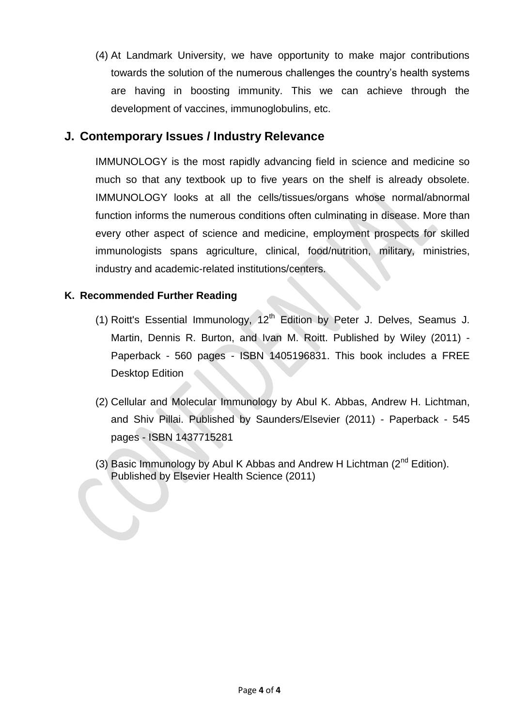(4) At Landmark University, we have opportunity to make major contributions towards the solution of the numerous challenges the country's health systems are having in boosting immunity. This we can achieve through the development of vaccines, immunoglobulins, etc.

## J. Contemporary Issues / Industry Relevance

IMMUNOLOGY is the most rapidly advancing field in science and medicine so much so that any textbook up to five years on the shelf is already obsolete. IMMUNOLOGY looks at all the cells/tissues/organs whose normal/abnormal function informs the numerous conditions often culminating in disease. More than every other aspect of science and medicine, employment prospects for skilled immunologists spans agriculture, clinical, food/nutrition, military, ministries, industry and academic-related institutions/centers.

### K. Recommended Further Reading

(1) Roitt's Essential Immunology, 12th Edition by Peter J. Delves, Seamus J. Martin, Dennis R. Burton, and Ivan M. Roitt. Published by Wiley (2011) - Paperback - 560 pages - ISBN 1405196831. This book includes a FREE Desktop Edition

(2) Cellular and Molecular Immunology by Abul K. Abbas, Andrew H. Lichtman, and Shiv Pillai. Published by Saunders/Elsevier (2011) - Paperback - 545 pages - ISBN 1437715281

(3) Basic Immunology by Abul K Abbas and Andrew H Lichtman (2nd Edition). Published by Elsevier Health Science (2011)